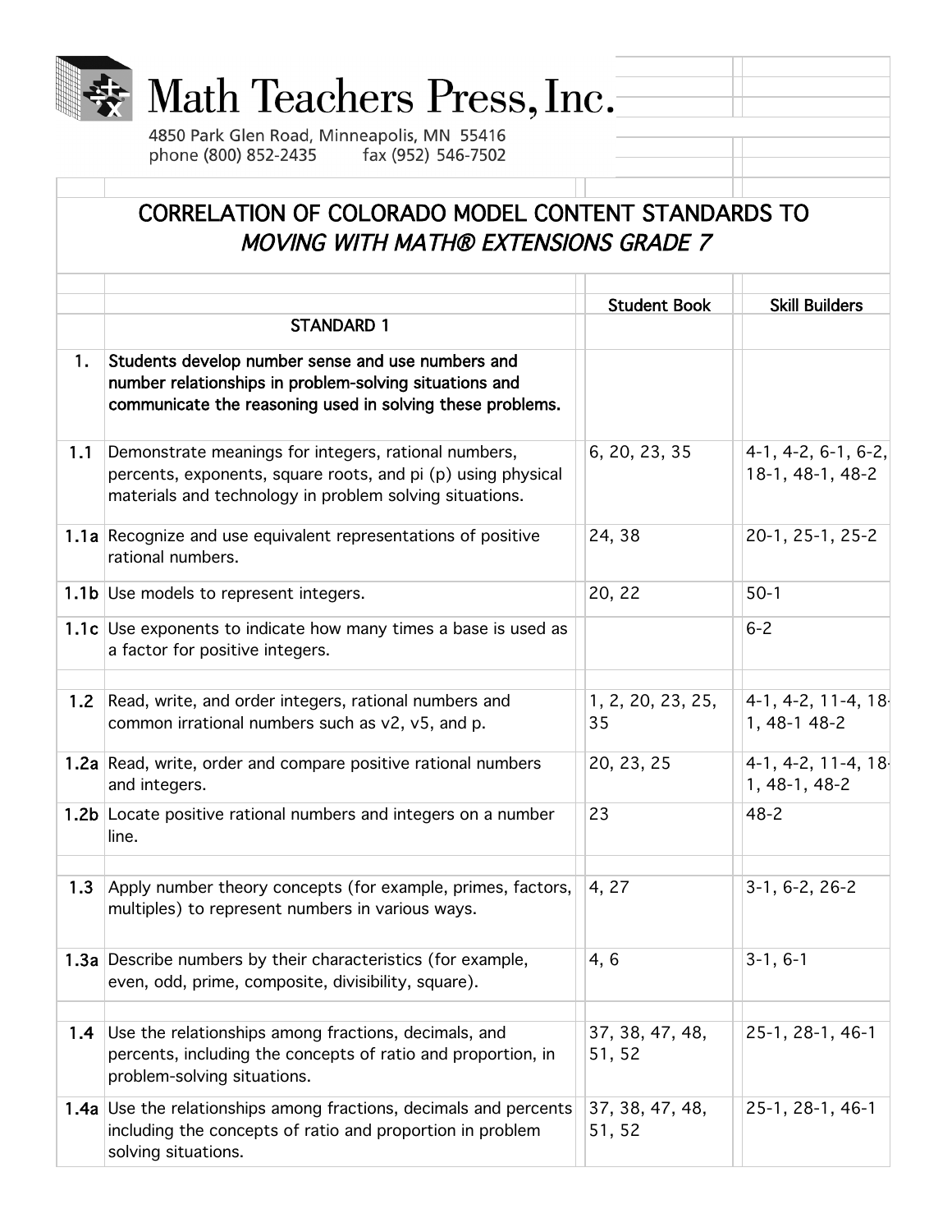# Math Teachers Press, Inc.

4850 Park Glen Road, Minneapolis, MN 55416
phone (800) 852-2435 fax (952) 546-7502

## CORRELATION OF COLORADO MODEL CONTENT STANDARDS TO *MOVING WITH MATH® EXTENSIONS GRADE 7*

| | | Student Book | Skill Builders |
|---|---|---|---|
| | STANDARD 1 | | |
| 1. | **Students develop number sense and use numbers and number relationships in problem-solving situations and communicate the reasoning used in solving these problems.** | | |
| 1.1 | Demonstrate meanings for integers, rational numbers, percents, exponents, square roots, and pi (p) using physical materials and technology in problem solving situations. | 6, 20, 23, 35 | 4-1, 4-2, 6-1, 6-2, 18-1, 48-1, 48-2 |
| 1.1a | Recognize and use equivalent representations of positive rational numbers. | 24, 38 | 20-1, 25-1, 25-2 |
| 1.1b | Use models to represent integers. | 20, 22 | 50-1 |
| 1.1c | Use exponents to indicate how many times a base is used as a factor for positive integers. | | 6-2 |
| 1.2 | Read, write, and order integers, rational numbers and common irrational numbers such as v2, v5, and p. | 1, 2, 20, 23, 25, 35 | 4-1, 4-2, 11-4, 18-1, 48-1 48-2 |
| 1.2a | Read, write, order and compare positive rational numbers and integers. | 20, 23, 25 | 4-1, 4-2, 11-4, 18-1, 48-1, 48-2 |
| 1.2b | Locate positive rational numbers and integers on a number line. | 23 | 48-2 |
| 1.3 | Apply number theory concepts (for example, primes, factors, multiples) to represent numbers in various ways. | 4, 27 | 3-1, 6-2, 26-2 |
| 1.3a | Describe numbers by their characteristics (for example, even, odd, prime, composite, divisibility, square). | 4, 6 | 3-1, 6-1 |
| 1.4 | Use the relationships among fractions, decimals, and percents, including the concepts of ratio and proportion, in problem-solving situations. | 37, 38, 47, 48, 51, 52 | 25-1, 28-1, 46-1 |
| 1.4a | Use the relationships among fractions, decimals and percents including the concepts of ratio and proportion in problem solving situations. | 37, 38, 47, 48, 51, 52 | 25-1, 28-1, 46-1 |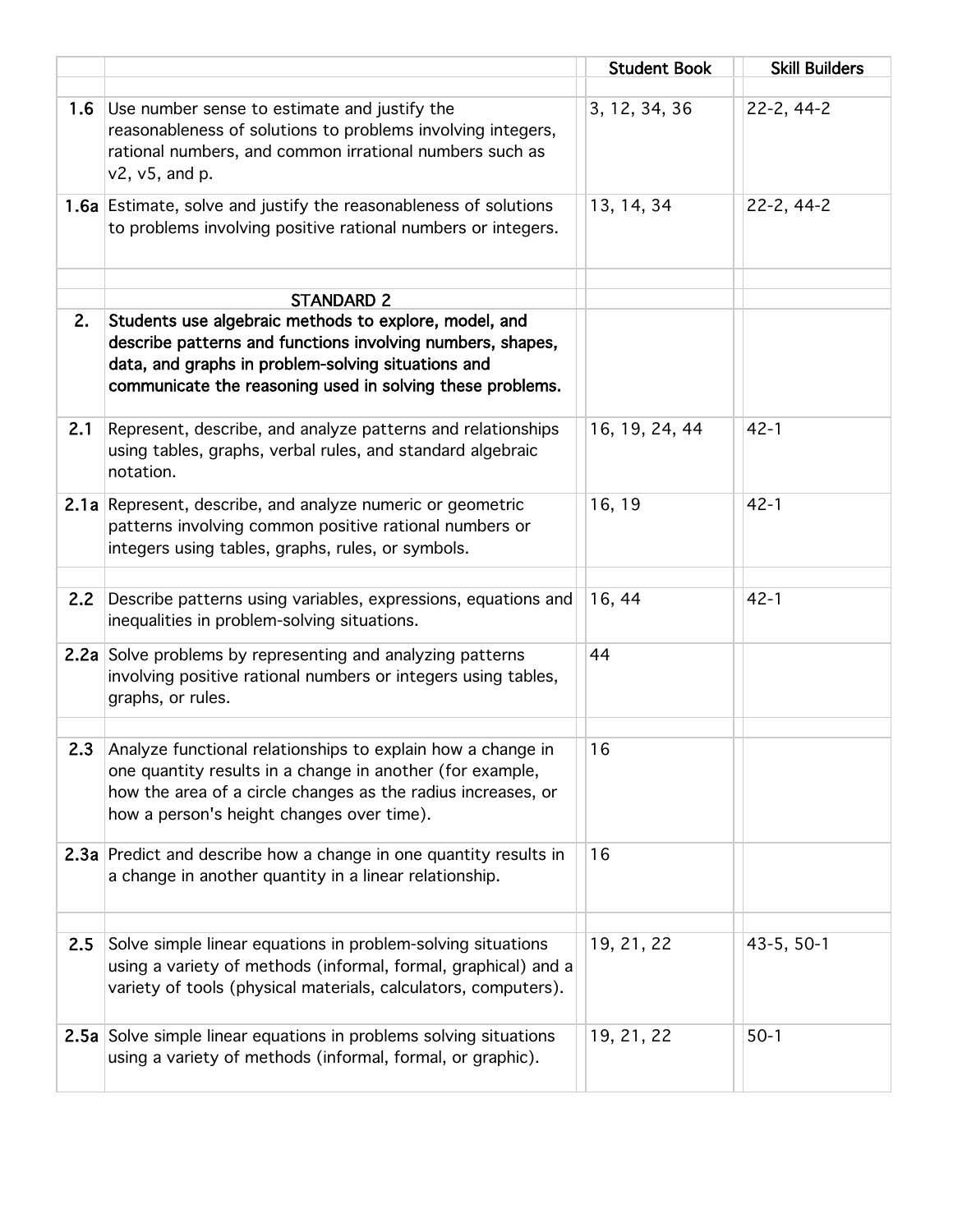| | | Student Book | Skill Builders |
|---|---|---|---|
| 1.6 | Use number sense to estimate and justify the reasonableness of solutions to problems involving integers, rational numbers, and common irrational numbers such as v2, v5, and p. | 3, 12, 34, 36 | 22-2, 44-2 |
| **1.6a** | Estimate, solve and justify the reasonableness of solutions to problems involving positive rational numbers or integers. | 13, 14, 34 | 22-2, 44-2 |
| | | | |
| | STANDARD 2 | | |
| **2.** | **Students use algebraic methods to explore, model, and describe patterns and functions involving numbers, shapes, data, and graphs in problem-solving situations and communicate the reasoning used in solving these problems.** | | |
| 2.1 | Represent, describe, and analyze patterns and relationships using tables, graphs, verbal rules, and standard algebraic notation. | 16, 19, 24, 44 | 42-1 |
| **2.1a** | Represent, describe, and analyze numeric or geometric patterns involving common positive rational numbers or integers using tables, graphs, rules, or symbols. | 16, 19 | 42-1 |
| | | | |
| 2.2 | Describe patterns using variables, expressions, equations and inequalities in problem-solving situations. | 16, 44 | 42-1 |
| **2.2a** | Solve problems by representing and analyzing patterns involving positive rational numbers or integers using tables, graphs, or rules. | 44 | |
| | | | |
| 2.3 | Analyze functional relationships to explain how a change in one quantity results in a change in another (for example, how the area of a circle changes as the radius increases, or how a person's height changes over time). | 16 | |
| **2.3a** | Predict and describe how a change in one quantity results in a change in another quantity in a linear relationship. | 16 | |
| | | | |
| 2.5 | Solve simple linear equations in problem-solving situations using a variety of methods (informal, formal, graphical) and a variety of tools (physical materials, calculators, computers). | 19, 21, 22 | 43-5, 50-1 |
| **2.5a** | Solve simple linear equations in problems solving situations using a variety of methods (informal, formal, or graphic). | 19, 21, 22 | 50-1 |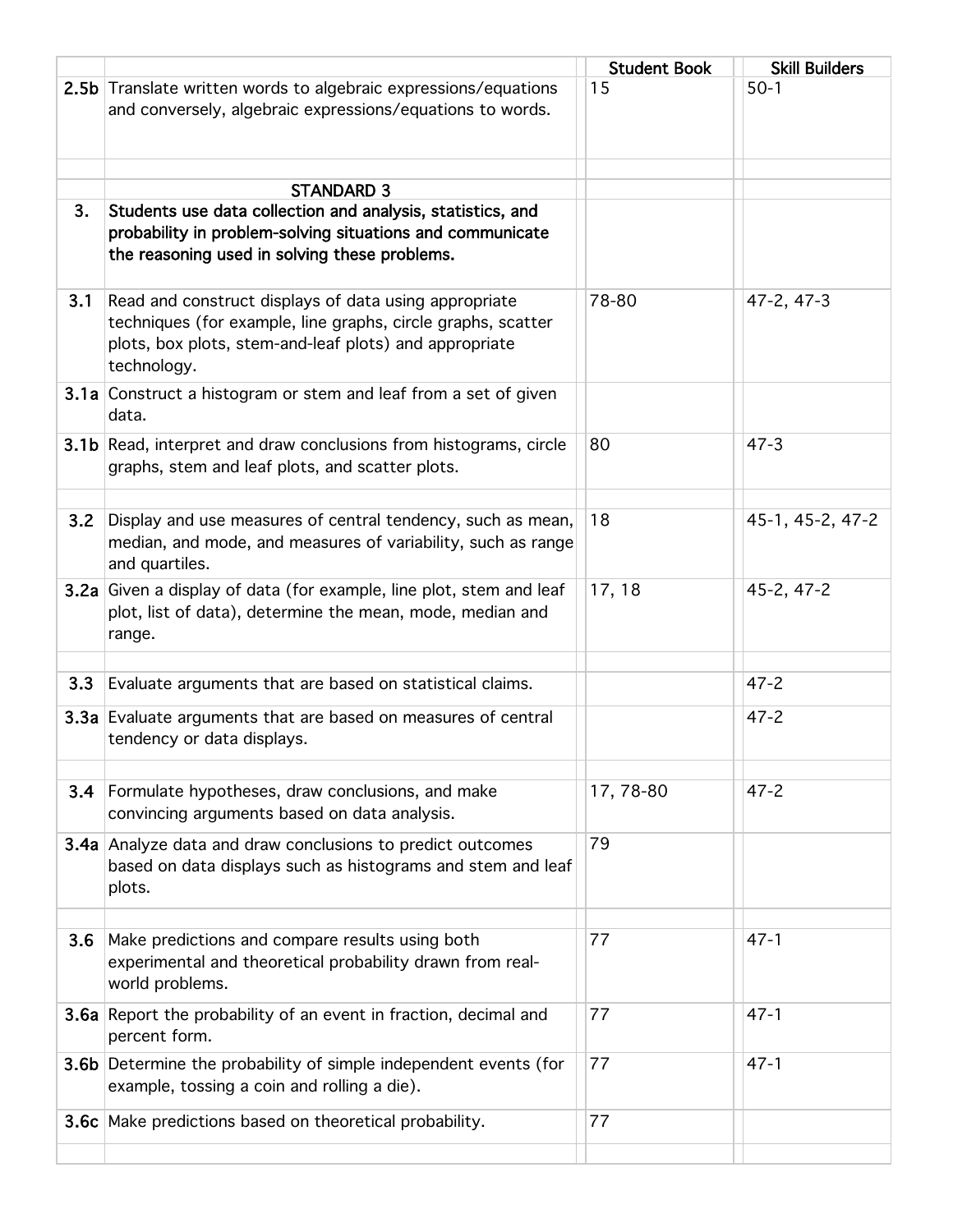| | | Student Book | Skill Builders |
|---|---|---|---|
| **2.5b** | Translate written words to algebraic expressions/equations and conversely, algebraic expressions/equations to words. | 15 | 50-1 |
| | | | |
| | STANDARD 3 | | |
| **3.** | **Students use data collection and analysis, statistics, and probability in problem-solving situations and communicate the reasoning used in solving these problems.** | | |
| **3.1** | Read and construct displays of data using appropriate techniques (for example, line graphs, circle graphs, scatter plots, box plots, stem-and-leaf plots) and appropriate technology. | 78-80 | 47-2, 47-3 |
| **3.1a** | Construct a histogram or stem and leaf from a set of given data. | | |
| **3.1b** | Read, interpret and draw conclusions from histograms, circle graphs, stem and leaf plots, and scatter plots. | 80 | 47-3 |
| | | | |
| **3.2** | Display and use measures of central tendency, such as mean, median, and mode, and measures of variability, such as range and quartiles. | 18 | 45-1, 45-2, 47-2 |
| **3.2a** | Given a display of data (for example, line plot, stem and leaf plot, list of data), determine the mean, mode, median and range. | 17, 18 | 45-2, 47-2 |
| | | | |
| **3.3** | Evaluate arguments that are based on statistical claims. | | 47-2 |
| **3.3a** | Evaluate arguments that are based on measures of central tendency or data displays. | | 47-2 |
| | | | |
| **3.4** | Formulate hypotheses, draw conclusions, and make convincing arguments based on data analysis. | 17, 78-80 | 47-2 |
| **3.4a** | Analyze data and draw conclusions to predict outcomes based on data displays such as histograms and stem and leaf plots. | 79 | |
| | | | |
| **3.6** | Make predictions and compare results using both experimental and theoretical probability drawn from real-world problems. | 77 | 47-1 |
| **3.6a** | Report the probability of an event in fraction, decimal and percent form. | 77 | 47-1 |
| **3.6b** | Determine the probability of simple independent events (for example, tossing a coin and rolling a die). | 77 | 47-1 |
| **3.6c** | Make predictions based on theoretical probability. | 77 | |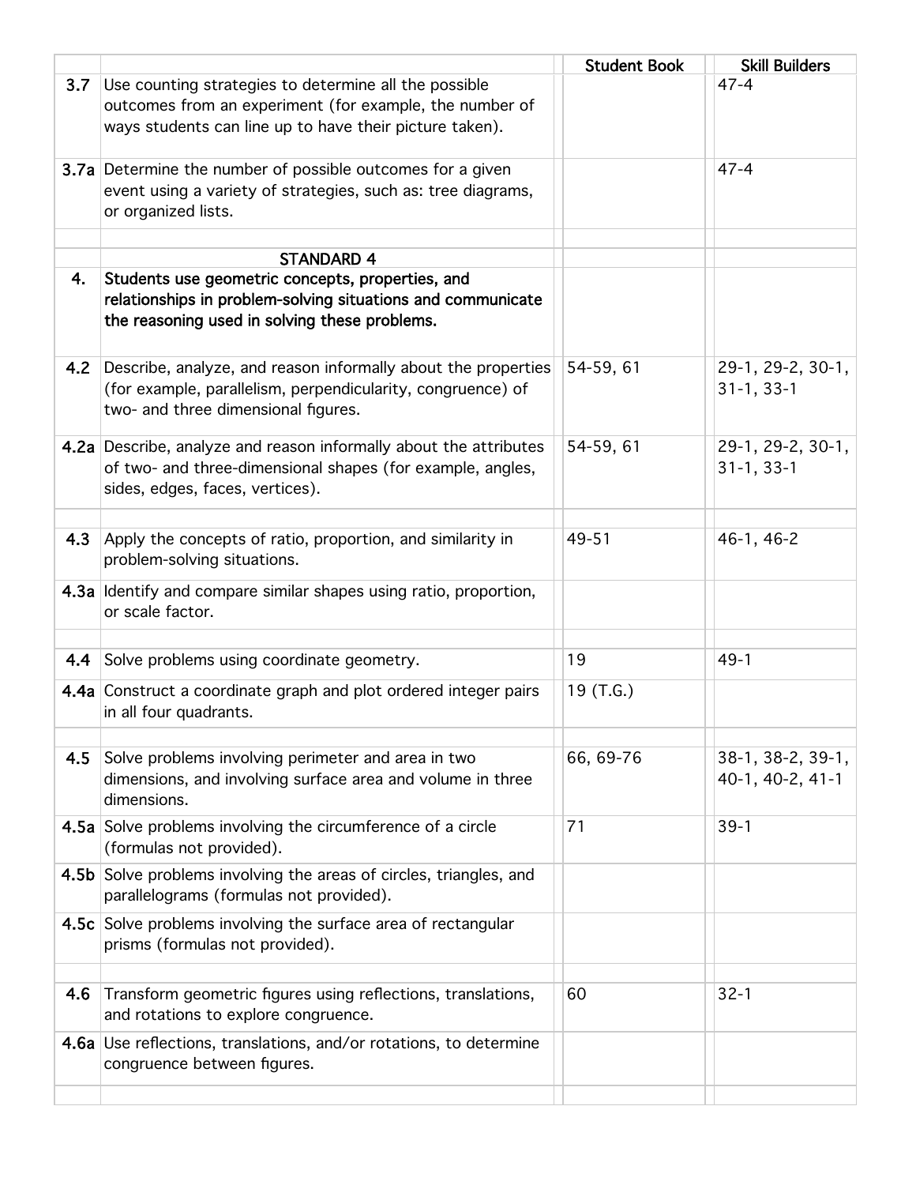| | | Student Book | Skill Builders |
|---|---|---|---|
| 3.7 | Use counting strategies to determine all the possible outcomes from an experiment (for example, the number of ways students can line up to have their picture taken). | | 47-4 |
| 3.7a | Determine the number of possible outcomes for a given event using a variety of strategies, such as: tree diagrams, or organized lists. | | 47-4 |
| | | | |
| | STANDARD 4 | | |
| 4. | **Students use geometric concepts, properties, and relationships in problem-solving situations and communicate the reasoning used in solving these problems.** | | |
| 4.2 | Describe, analyze, and reason informally about the properties (for example, parallelism, perpendicularity, congruence) of two- and three dimensional figures. | 54-59, 61 | 29-1, 29-2, 30-1, 31-1, 33-1 |
| 4.2a | Describe, analyze and reason informally about the attributes of two- and three-dimensional shapes (for example, angles, sides, edges, faces, vertices). | 54-59, 61 | 29-1, 29-2, 30-1, 31-1, 33-1 |
| | | | |
| 4.3 | Apply the concepts of ratio, proportion, and similarity in problem-solving situations. | 49-51 | 46-1, 46-2 |
| 4.3a | Identify and compare similar shapes using ratio, proportion, or scale factor. | | |
| | | | |
| 4.4 | Solve problems using coordinate geometry. | 19 | 49-1 |
| 4.4a | Construct a coordinate graph and plot ordered integer pairs in all four quadrants. | 19 (T.G.) | |
| | | | |
| 4.5 | Solve problems involving perimeter and area in two dimensions, and involving surface area and volume in three dimensions. | 66, 69-76 | 38-1, 38-2, 39-1, 40-1, 40-2, 41-1 |
| 4.5a | Solve problems involving the circumference of a circle (formulas not provided). | 71 | 39-1 |
| 4.5b | Solve problems involving the areas of circles, triangles, and parallelograms (formulas not provided). | | |
| 4.5c | Solve problems involving the surface area of rectangular prisms (formulas not provided). | | |
| | | | |
| 4.6 | Transform geometric figures using reflections, translations, and rotations to explore congruence. | 60 | 32-1 |
| 4.6a | Use reflections, translations, and/or rotations, to determine congruence between figures. | | |
| | | | |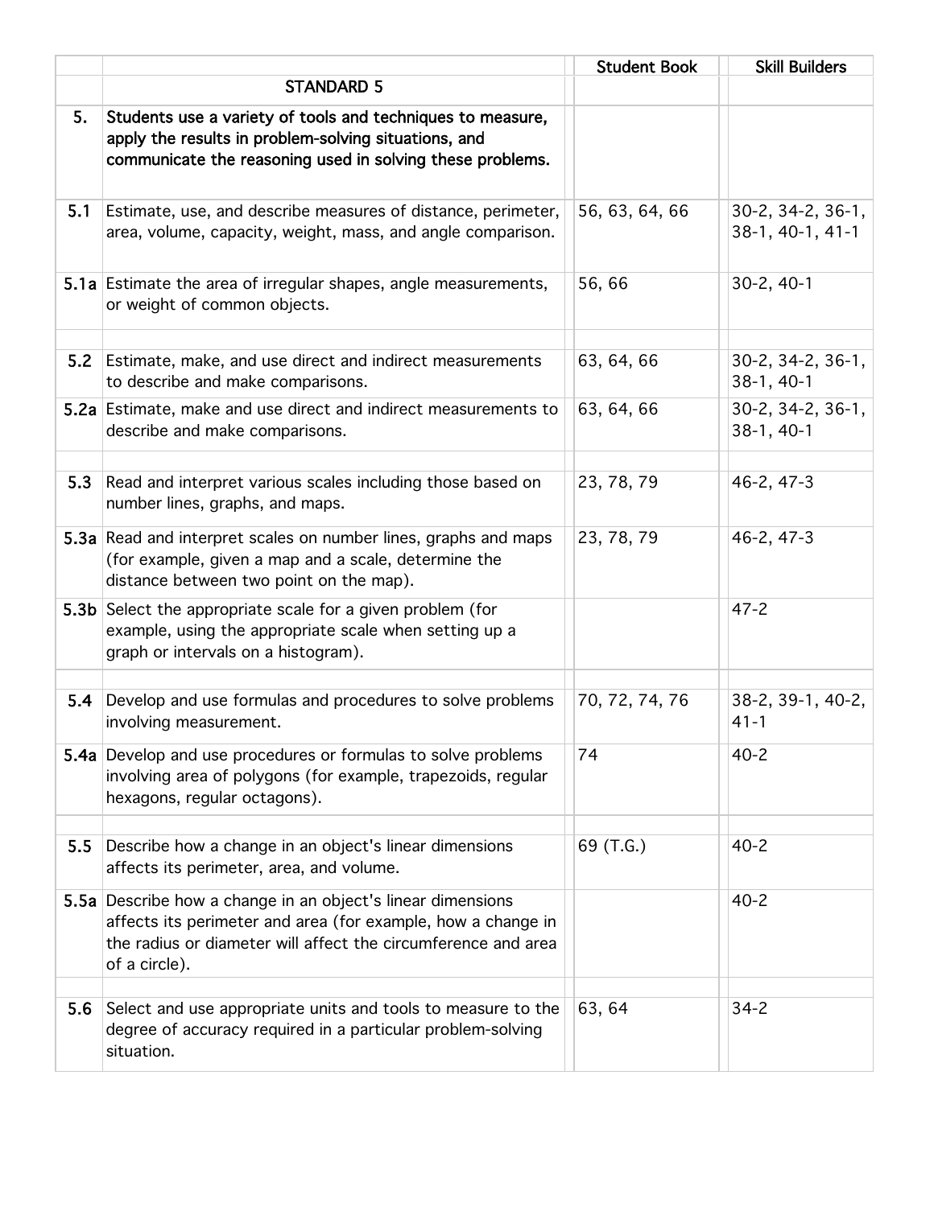| | | Student Book | Skill Builders |
|---|---|---|---|
| | STANDARD 5 | | |
| **5.** | **Students use a variety of tools and techniques to measure, apply the results in problem-solving situations, and communicate the reasoning used in solving these problems.** | | |
| **5.1** | Estimate, use, and describe measures of distance, perimeter, area, volume, capacity, weight, mass, and angle comparison. | 56, 63, 64, 66 | 30-2, 34-2, 36-1, 38-1, 40-1, 41-1 |
| **5.1a** | Estimate the area of irregular shapes, angle measurements, or weight of common objects. | 56, 66 | 30-2, 40-1 |
| | | | |
| **5.2** | Estimate, make, and use direct and indirect measurements to describe and make comparisons. | 63, 64, 66 | 30-2, 34-2, 36-1, 38-1, 40-1 |
| **5.2a** | Estimate, make and use direct and indirect measurements to describe and make comparisons. | 63, 64, 66 | 30-2, 34-2, 36-1, 38-1, 40-1 |
| | | | |
| **5.3** | Read and interpret various scales including those based on number lines, graphs, and maps. | 23, 78, 79 | 46-2, 47-3 |
| **5.3a** | Read and interpret scales on number lines, graphs and maps (for example, given a map and a scale, determine the distance between two point on the map). | 23, 78, 79 | 46-2, 47-3 |
| **5.3b** | Select the appropriate scale for a given problem (for example, using the appropriate scale when setting up a graph or intervals on a histogram). | | 47-2 |
| | | | |
| **5.4** | Develop and use formulas and procedures to solve problems involving measurement. | 70, 72, 74, 76 | 38-2, 39-1, 40-2, 41-1 |
| **5.4a** | Develop and use procedures or formulas to solve problems involving area of polygons (for example, trapezoids, regular hexagons, regular octagons). | 74 | 40-2 |
| | | | |
| **5.5** | Describe how a change in an object's linear dimensions affects its perimeter, area, and volume. | 69 (T.G.) | 40-2 |
| **5.5a** | Describe how a change in an object's linear dimensions affects its perimeter and area (for example, how a change in the radius or diameter will affect the circumference and area of a circle). | | 40-2 |
| | | | |
| **5.6** | Select and use appropriate units and tools to measure to the degree of accuracy required in a particular problem-solving situation. | 63, 64 | 34-2 |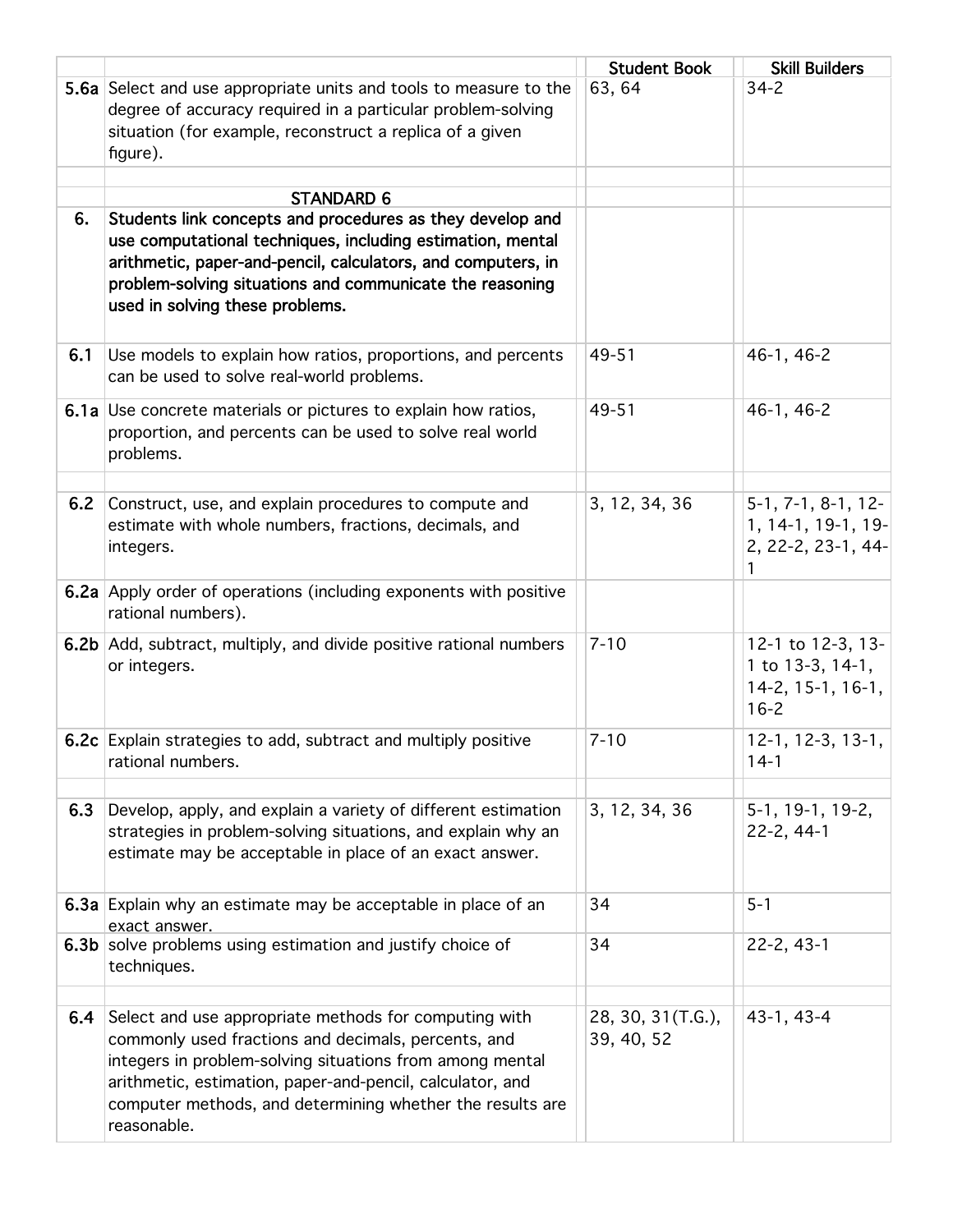| | | Student Book | Skill Builders |
|---|---|---|---|
| **5.6a** | Select and use appropriate units and tools to measure to the degree of accuracy required in a particular problem-solving situation (for example, reconstruct a replica of a given figure). | 63, 64 | 34-2 |
| | | | |
| | STANDARD 6 | | |
| **6.** | **Students link concepts and procedures as they develop and use computational techniques, including estimation, mental arithmetic, paper-and-pencil, calculators, and computers, in problem-solving situations and communicate the reasoning used in solving these problems.** | | |
| **6.1** | Use models to explain how ratios, proportions, and percents can be used to solve real-world problems. | 49-51 | 46-1, 46-2 |
| **6.1a** | Use concrete materials or pictures to explain how ratios, proportion, and percents can be used to solve real world problems. | 49-51 | 46-1, 46-2 |
| | | | |
| **6.2** | Construct, use, and explain procedures to compute and estimate with whole numbers, fractions, decimals, and integers. | 3, 12, 34, 36 | 5-1, 7-1, 8-1, 12-1, 14-1, 19-1, 19-2, 22-2, 23-1, 44-1 |
| **6.2a** | Apply order of operations (including exponents with positive rational numbers). | | |
| **6.2b** | Add, subtract, multiply, and divide positive rational numbers or integers. | 7-10 | 12-1 to 12-3, 13-1 to 13-3, 14-1, 14-2, 15-1, 16-1, 16-2 |
| **6.2c** | Explain strategies to add, subtract and multiply positive rational numbers. | 7-10 | 12-1, 12-3, 13-1, 14-1 |
| | | | |
| **6.3** | Develop, apply, and explain a variety of different estimation strategies in problem-solving situations, and explain why an estimate may be acceptable in place of an exact answer. | 3, 12, 34, 36 | 5-1, 19-1, 19-2, 22-2, 44-1 |
| **6.3a** | Explain why an estimate may be acceptable in place of an exact answer. | 34 | 5-1 |
| **6.3b** | solve problems using estimation and justify choice of techniques. | 34 | 22-2, 43-1 |
| | | | |
| **6.4** | Select and use appropriate methods for computing with commonly used fractions and decimals, percents, and integers in problem-solving situations from among mental arithmetic, estimation, paper-and-pencil, calculator, and computer methods, and determining whether the results are reasonable. | 28, 30, 31(T.G.), 39, 40, 52 | 43-1, 43-4 |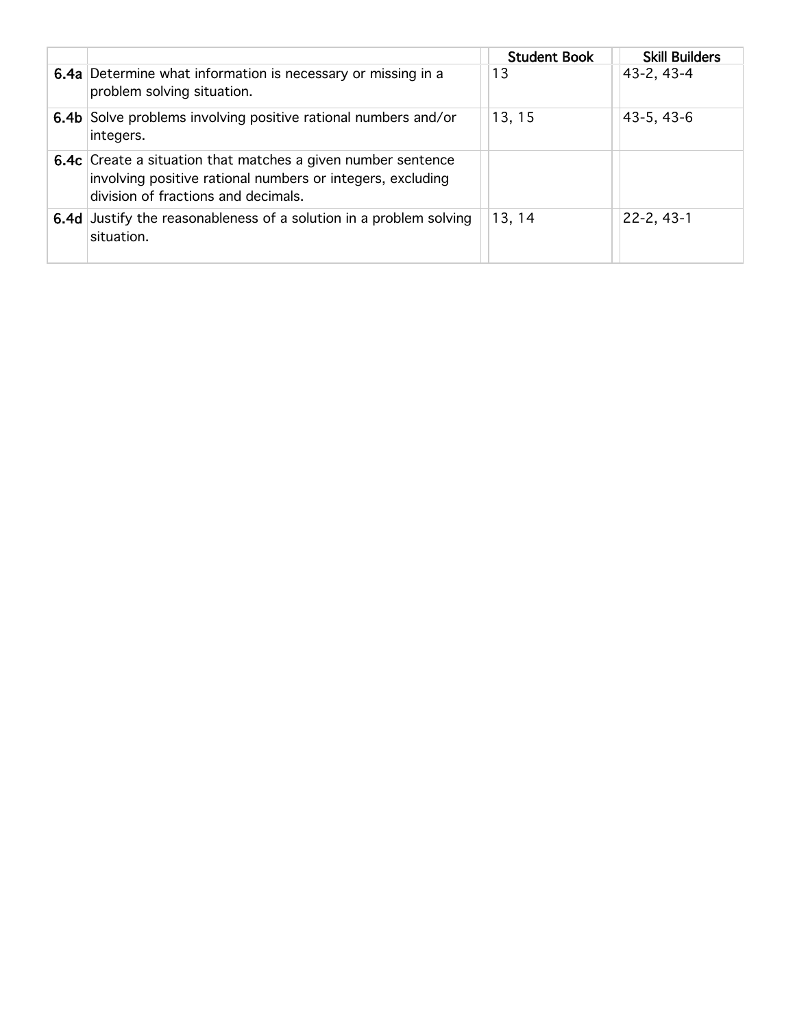| | | Student Book | Skill Builders |
|---|---|---|---|
| **6.4a** | Determine what information is necessary or missing in a problem solving situation. | 13 | 43-2, 43-4 |
| **6.4b** | Solve problems involving positive rational numbers and/or integers. | 13, 15 | 43-5, 43-6 |
| **6.4c** | Create a situation that matches a given number sentence involving positive rational numbers or integers, excluding division of fractions and decimals. | | |
| **6.4d** | Justify the reasonableness of a solution in a problem solving situation. | 13, 14 | 22-2, 43-1 |